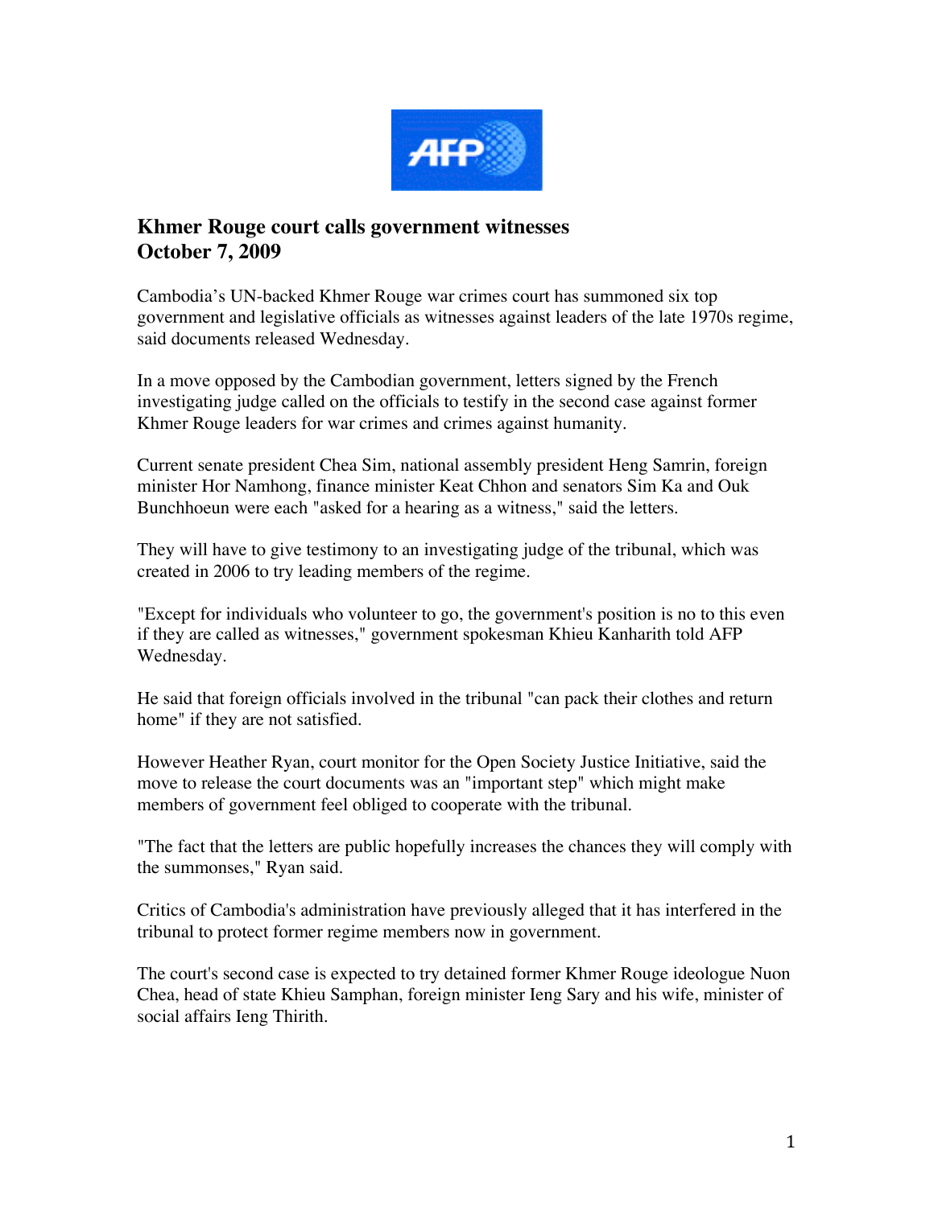# Khmer Rouge court calls government witnesses
## October 7, 2009

Cambodia's UN-backed Khmer Rouge war crimes court has summoned six top government and legislative officials as witnesses against leaders of the late 1970s regime, said documents released Wednesday.

In a move opposed by the Cambodian government, letters signed by the French investigating judge called on the officials to testify in the second case against former Khmer Rouge leaders for war crimes and crimes against humanity.

Current senate president Chea Sim, national assembly president Heng Samrin, foreign minister Hor Namhong, finance minister Keat Chhon and senators Sim Ka and Ouk Bunchhoeun were each "asked for a hearing as a witness," said the letters.

They will have to give testimony to an investigating judge of the tribunal, which was created in 2006 to try leading members of the regime.

"Except for individuals who volunteer to go, the government's position is no to this even if they are called as witnesses," government spokesman Khieu Kanharith told AFP Wednesday.

He said that foreign officials involved in the tribunal "can pack their clothes and return home" if they are not satisfied.

However Heather Ryan, court monitor for the Open Society Justice Initiative, said the move to release the court documents was an "important step" which might make members of government feel obliged to cooperate with the tribunal.

"The fact that the letters are public hopefully increases the chances they will comply with the summonses," Ryan said.

Critics of Cambodia's administration have previously alleged that it has interfered in the tribunal to protect former regime members now in government.

The court's second case is expected to try detained former Khmer Rouge ideologue Nuon Chea, head of state Khieu Samphan, foreign minister Ieng Sary and his wife, minister of social affairs Ieng Thirith.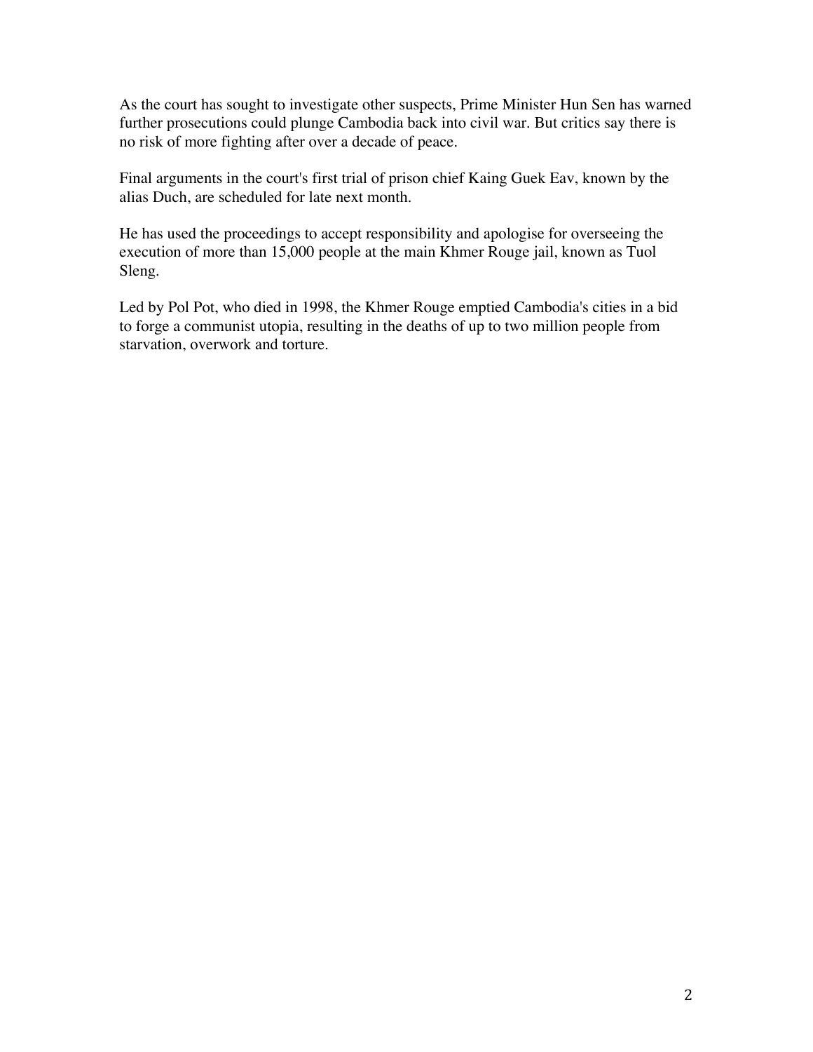As the court has sought to investigate other suspects, Prime Minister Hun Sen has warned further prosecutions could plunge Cambodia back into civil war. But critics say there is no risk of more fighting after over a decade of peace.

Final arguments in the court's first trial of prison chief Kaing Guek Eav, known by the alias Duch, are scheduled for late next month.

He has used the proceedings to accept responsibility and apologise for overseeing the execution of more than 15,000 people at the main Khmer Rouge jail, known as Tuol Sleng.

Led by Pol Pot, who died in 1998, the Khmer Rouge emptied Cambodia's cities in a bid to forge a communist utopia, resulting in the deaths of up to two million people from starvation, overwork and torture.